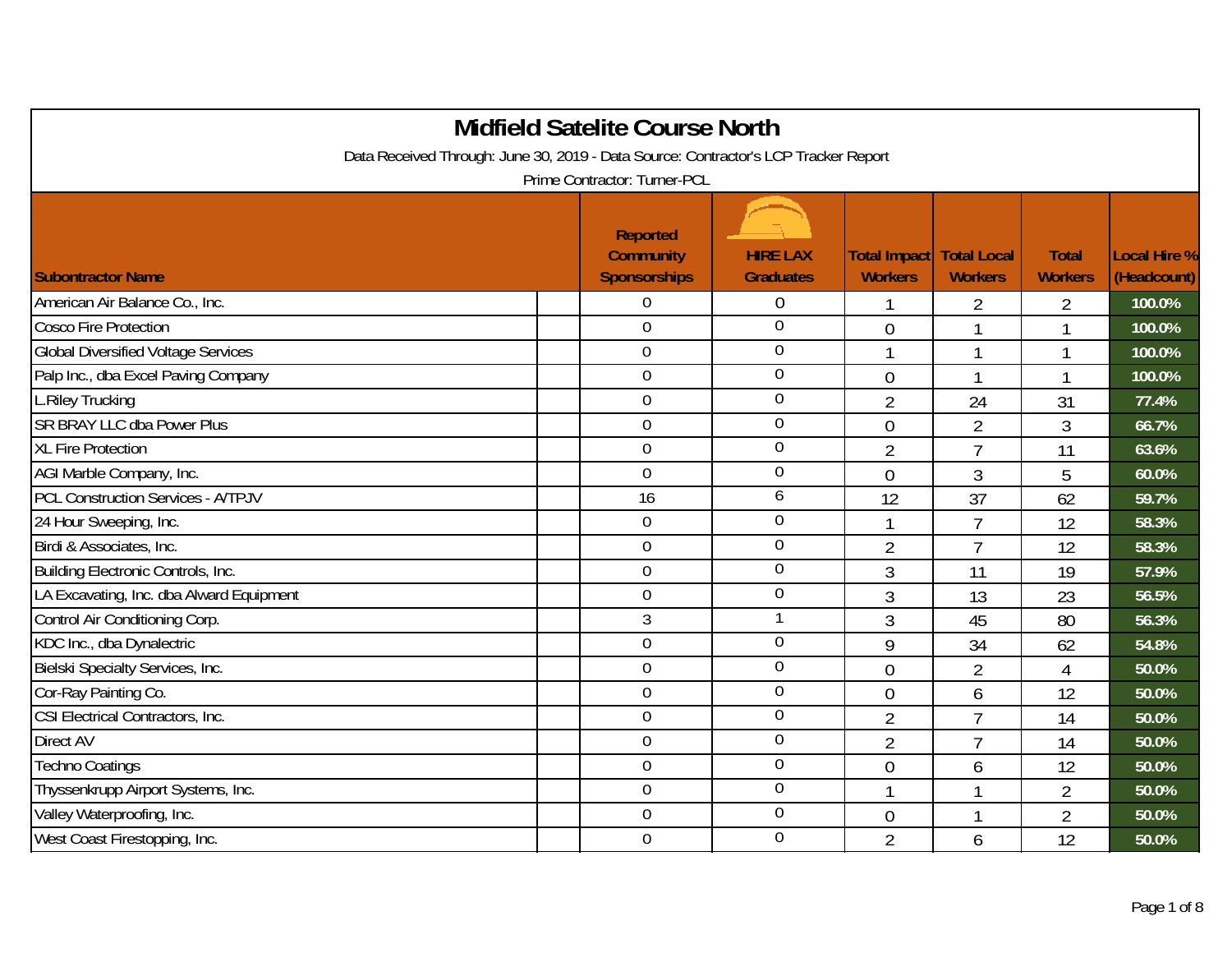# Midfield Satelite Course North

Data Received Through: June 30, 2019 - Data Source: Contractor's LCP Tracker Report

Prime Contractor: Turner-PCL

| Subontractor Name | Reported Community Sponsorships | HIRE LAX Graduates | Total Impact Workers | Total Local Workers | Total Workers | Local Hire % (Headcount) |
|---|---|---|---|---|---|---|
| American Air Balance Co., Inc. | 0 | 0 | 1 | 2 | 2 | 100.0% |
| Cosco Fire Protection | 0 | 0 | 0 | 1 | 1 | 100.0% |
| Global Diversified Voltage Services | 0 | 0 | 1 | 1 | 1 | 100.0% |
| Palp Inc., dba Excel Paving Company | 0 | 0 | 0 | 1 | 1 | 100.0% |
| L.Riley Trucking | 0 | 0 | 2 | 24 | 31 | 77.4% |
| SR BRAY LLC dba Power Plus | 0 | 0 | 0 | 2 | 3 | 66.7% |
| XL Fire Protection | 0 | 0 | 2 | 7 | 11 | 63.6% |
| AGI Marble Company, Inc. | 0 | 0 | 0 | 3 | 5 | 60.0% |
| PCL Construction Services - A/TPJV | 16 | 6 | 12 | 37 | 62 | 59.7% |
| 24 Hour Sweeping, Inc. | 0 | 0 | 1 | 7 | 12 | 58.3% |
| Birdi & Associates, Inc. | 0 | 0 | 2 | 7 | 12 | 58.3% |
| Building Electronic Controls, Inc. | 0 | 0 | 3 | 11 | 19 | 57.9% |
| LA Excavating, Inc. dba Alward Equipment | 0 | 0 | 3 | 13 | 23 | 56.5% |
| Control Air Conditioning Corp. | 3 | 1 | 3 | 45 | 80 | 56.3% |
| KDC Inc., dba Dynalectric | 0 | 0 | 9 | 34 | 62 | 54.8% |
| Bielski Specialty Services, Inc. | 0 | 0 | 0 | 2 | 4 | 50.0% |
| Cor-Ray Painting Co. | 0 | 0 | 0 | 6 | 12 | 50.0% |
| CSI Electrical Contractors, Inc. | 0 | 0 | 2 | 7 | 14 | 50.0% |
| Direct AV | 0 | 0 | 2 | 7 | 14 | 50.0% |
| Techno Coatings | 0 | 0 | 0 | 6 | 12 | 50.0% |
| Thyssenkrupp Airport Systems, Inc. | 0 | 0 | 1 | 1 | 2 | 50.0% |
| Valley Waterproofing, Inc. | 0 | 0 | 0 | 1 | 2 | 50.0% |
| West Coast Firestopping, Inc. | 0 | 0 | 2 | 6 | 12 | 50.0% |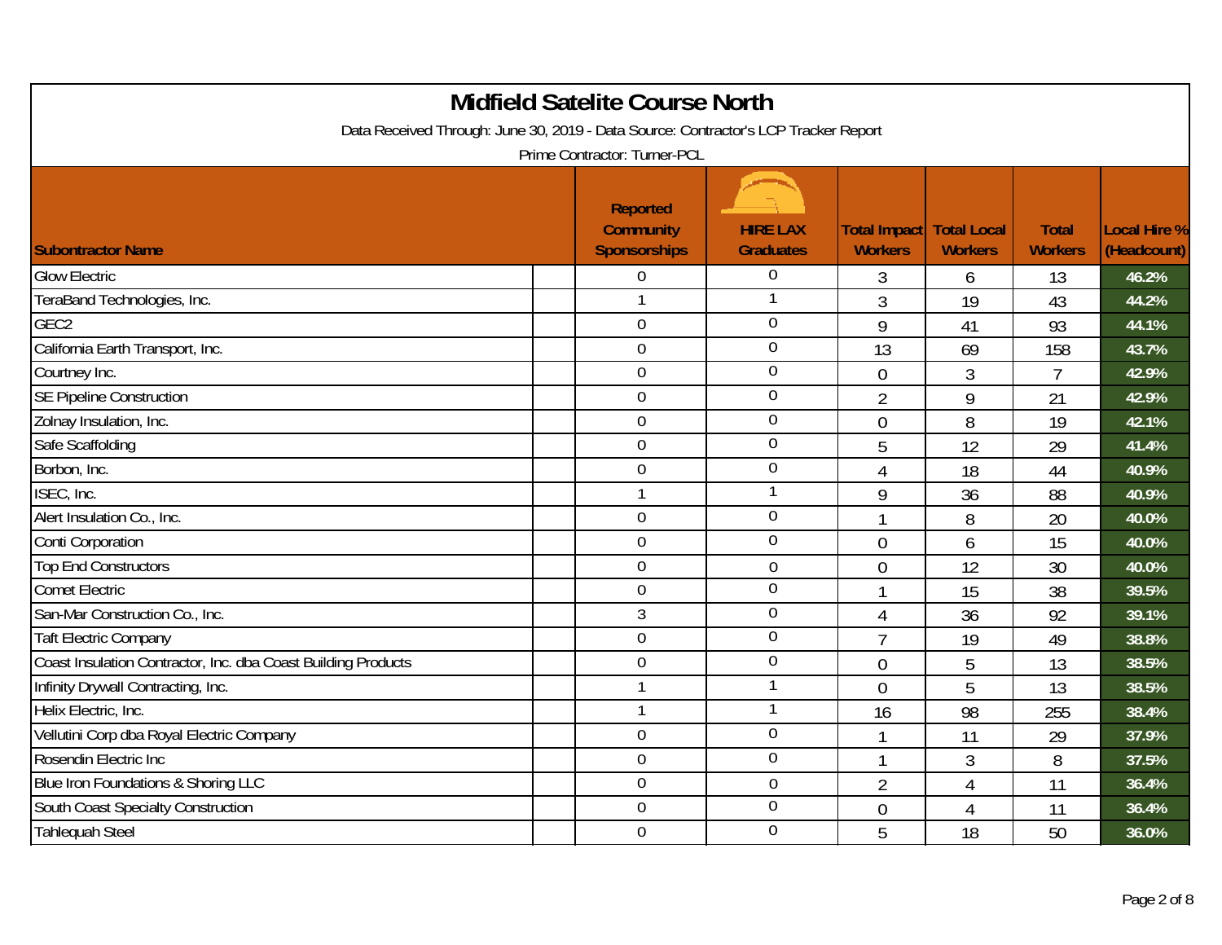# Midfield Satelite Course North

Data Received Through: June 30, 2019 - Data Source: Contractor's LCP Tracker Report

Prime Contractor: Turner-PCL

| Subontractor Name | Reported Community Sponsorships | HIRE LAX Graduates | Total Impact Workers | Total Local Workers | Total Workers | Local Hire % (Headcount) |
|---|---|---|---|---|---|---|
| Glow Electric | 0 | 0 | 3 | 6 | 13 | 46.2% |
| TeraBand Technologies, Inc. | 1 | 1 | 3 | 19 | 43 | 44.2% |
| GEC2 | 0 | 0 | 9 | 41 | 93 | 44.1% |
| California Earth Transport, Inc. | 0 | 0 | 13 | 69 | 158 | 43.7% |
| Courtney Inc. | 0 | 0 | 0 | 3 | 7 | 42.9% |
| SE Pipeline Construction | 0 | 0 | 2 | 9 | 21 | 42.9% |
| Zolnay Insulation, Inc. | 0 | 0 | 0 | 8 | 19 | 42.1% |
| Safe Scaffolding | 0 | 0 | 5 | 12 | 29 | 41.4% |
| Borbon, Inc. | 0 | 0 | 4 | 18 | 44 | 40.9% |
| ISEC, Inc. | 1 | 1 | 9 | 36 | 88 | 40.9% |
| Alert Insulation Co., Inc. | 0 | 0 | 1 | 8 | 20 | 40.0% |
| Conti Corporation | 0 | 0 | 0 | 6 | 15 | 40.0% |
| Top End Constructors | 0 | 0 | 0 | 12 | 30 | 40.0% |
| Comet Electric | 0 | 0 | 1 | 15 | 38 | 39.5% |
| San-Mar Construction Co., Inc. | 3 | 0 | 4 | 36 | 92 | 39.1% |
| Taft Electric Company | 0 | 0 | 7 | 19 | 49 | 38.8% |
| Coast Insulation Contractor, Inc. dba Coast Building Products | 0 | 0 | 0 | 5 | 13 | 38.5% |
| Infinity Drywall Contracting, Inc. | 1 | 1 | 0 | 5 | 13 | 38.5% |
| Helix Electric, Inc. | 1 | 1 | 16 | 98 | 255 | 38.4% |
| Vellutini Corp dba Royal Electric Company | 0 | 0 | 1 | 11 | 29 | 37.9% |
| Rosendin Electric Inc | 0 | 0 | 1 | 3 | 8 | 37.5% |
| Blue Iron Foundations & Shoring LLC | 0 | 0 | 2 | 4 | 11 | 36.4% |
| South Coast Specialty Construction | 0 | 0 | 0 | 4 | 11 | 36.4% |
| Tahlequah Steel | 0 | 0 | 5 | 18 | 50 | 36.0% |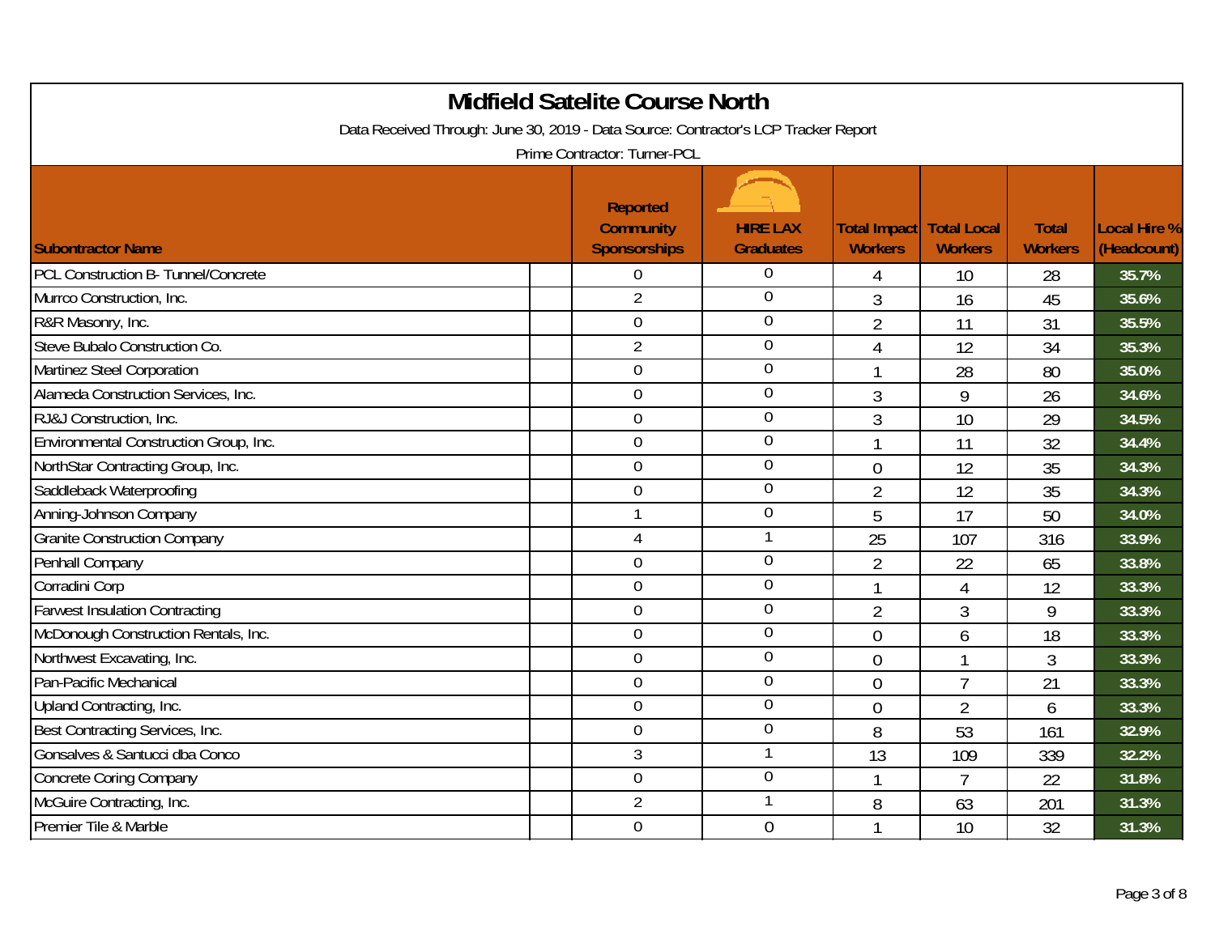# Midfield Satelite Course North

Data Received Through: June 30, 2019 - Data Source: Contractor's LCP Tracker Report

Prime Contractor: Turner-PCL

| Subontractor Name | Reported Community Sponsorships | HIRE LAX Graduates | Total Impact Workers | Total Local Workers | Total Workers | Local Hire % (Headcount) |
|---|---|---|---|---|---|---|
| PCL Construction B- Tunnel/Concrete | 0 | 0 | 4 | 10 | 28 | 35.7% |
| Murrco Construction, Inc. | 2 | 0 | 3 | 16 | 45 | 35.6% |
| R&R Masonry, Inc. | 0 | 0 | 2 | 11 | 31 | 35.5% |
| Steve Bubalo Construction Co. | 2 | 0 | 4 | 12 | 34 | 35.3% |
| Martinez Steel Corporation | 0 | 0 | 1 | 28 | 80 | 35.0% |
| Alameda Construction Services, Inc. | 0 | 0 | 3 | 9 | 26 | 34.6% |
| RJ&J Construction, Inc. | 0 | 0 | 3 | 10 | 29 | 34.5% |
| Environmental Construction Group, Inc. | 0 | 0 | 1 | 11 | 32 | 34.4% |
| NorthStar Contracting Group, Inc. | 0 | 0 | 0 | 12 | 35 | 34.3% |
| Saddleback Waterproofing | 0 | 0 | 2 | 12 | 35 | 34.3% |
| Anning-Johnson Company | 1 | 0 | 5 | 17 | 50 | 34.0% |
| Granite Construction Company | 4 | 1 | 25 | 107 | 316 | 33.9% |
| Penhall Company | 0 | 0 | 2 | 22 | 65 | 33.8% |
| Corradini Corp | 0 | 0 | 1 | 4 | 12 | 33.3% |
| Farwest Insulation Contracting | 0 | 0 | 2 | 3 | 9 | 33.3% |
| McDonough Construction Rentals, Inc. | 0 | 0 | 0 | 6 | 18 | 33.3% |
| Northwest Excavating, Inc. | 0 | 0 | 0 | 1 | 3 | 33.3% |
| Pan-Pacific Mechanical | 0 | 0 | 0 | 7 | 21 | 33.3% |
| Upland Contracting, Inc. | 0 | 0 | 0 | 2 | 6 | 33.3% |
| Best Contracting Services, Inc. | 0 | 0 | 8 | 53 | 161 | 32.9% |
| Gonsalves & Santucci dba Conco | 3 | 1 | 13 | 109 | 339 | 32.2% |
| Concrete Coring Company | 0 | 0 | 1 | 7 | 22 | 31.8% |
| McGuire Contracting, Inc. | 2 | 1 | 8 | 63 | 201 | 31.3% |
| Premier Tile & Marble | 0 | 0 | 1 | 10 | 32 | 31.3% |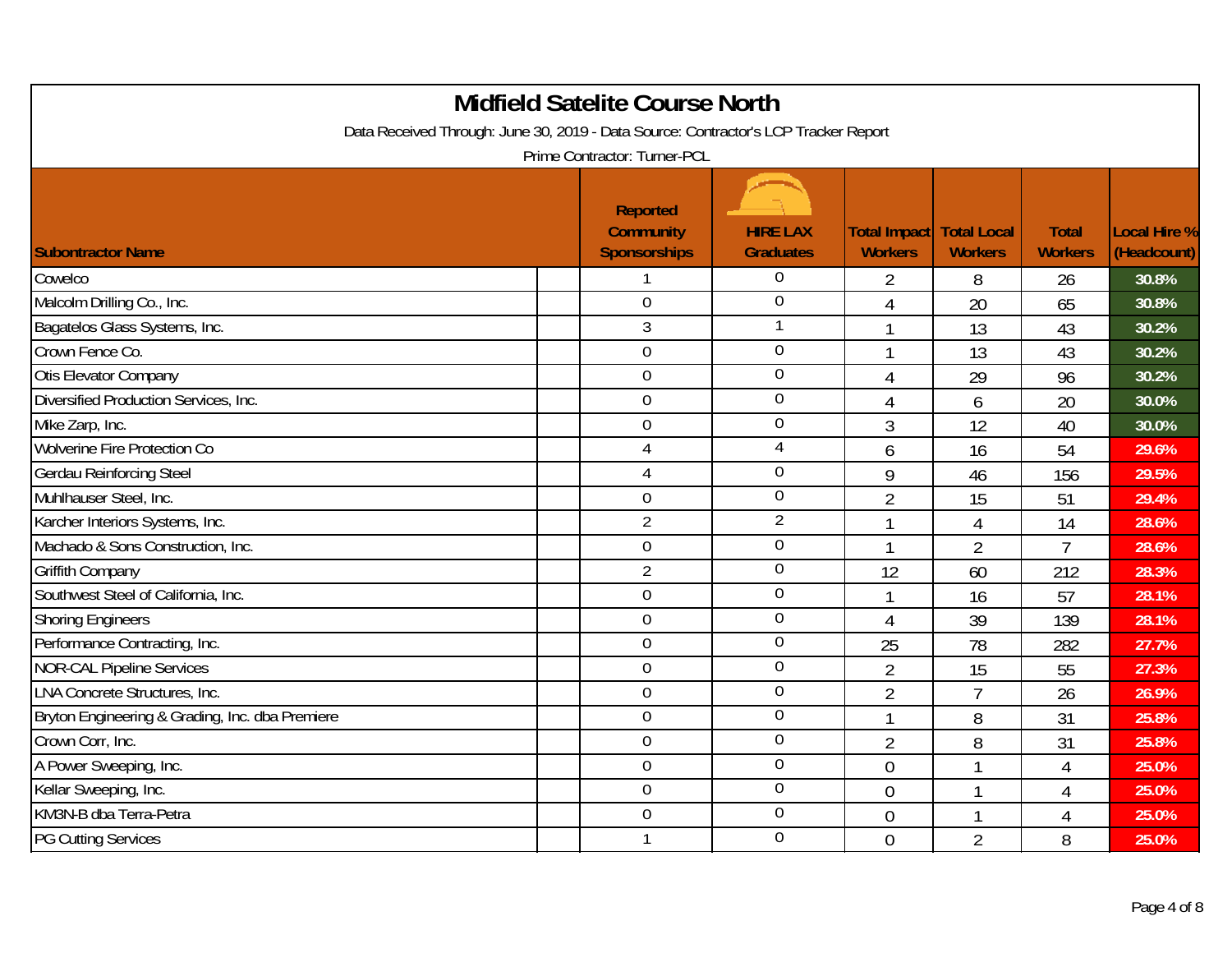# Midfield Satelite Course North

Data Received Through: June 30, 2019 - Data Source: Contractor's LCP Tracker Report

Prime Contractor: Turner-PCL

| Subontractor Name | Reported Community Sponsorships | HIRE LAX Graduates | Total Impact Workers | Total Local Workers | Total Workers | Local Hire % (Headcount) |
|---|---|---|---|---|---|---|
| Cowelco | 1 | 0 | 2 | 8 | 26 | 30.8% |
| Malcolm Drilling Co., Inc. | 0 | 0 | 4 | 20 | 65 | 30.8% |
| Bagatelos Glass Systems, Inc. | 3 | 1 | 1 | 13 | 43 | 30.2% |
| Crown Fence Co. | 0 | 0 | 1 | 13 | 43 | 30.2% |
| Otis Elevator Company | 0 | 0 | 4 | 29 | 96 | 30.2% |
| Diversified Production Services, Inc. | 0 | 0 | 4 | 6 | 20 | 30.0% |
| Mike Zarp, Inc. | 0 | 0 | 3 | 12 | 40 | 30.0% |
| Wolverine Fire Protection Co | 4 | 4 | 6 | 16 | 54 | 29.6% |
| Gerdau Reinforcing Steel | 4 | 0 | 9 | 46 | 156 | 29.5% |
| Muhlhauser Steel, Inc. | 0 | 0 | 2 | 15 | 51 | 29.4% |
| Karcher Interiors Systems, Inc. | 2 | 2 | 1 | 4 | 14 | 28.6% |
| Machado & Sons Construction, Inc. | 0 | 0 | 1 | 2 | 7 | 28.6% |
| Griffith Company | 2 | 0 | 12 | 60 | 212 | 28.3% |
| Southwest Steel of California, Inc. | 0 | 0 | 1 | 16 | 57 | 28.1% |
| Shoring Engineers | 0 | 0 | 4 | 39 | 139 | 28.1% |
| Performance Contracting, Inc. | 0 | 0 | 25 | 78 | 282 | 27.7% |
| NOR-CAL Pipeline Services | 0 | 0 | 2 | 15 | 55 | 27.3% |
| LNA Concrete Structures, Inc. | 0 | 0 | 2 | 7 | 26 | 26.9% |
| Bryton Engineering & Grading, Inc. dba Premiere | 0 | 0 | 1 | 8 | 31 | 25.8% |
| Crown Corr, Inc. | 0 | 0 | 2 | 8 | 31 | 25.8% |
| A Power Sweeping, Inc. | 0 | 0 | 0 | 1 | 4 | 25.0% |
| Kellar Sweeping, Inc. | 0 | 0 | 0 | 1 | 4 | 25.0% |
| KM3N-B dba Terra-Petra | 0 | 0 | 0 | 1 | 4 | 25.0% |
| PG Cutting Services | 1 | 0 | 0 | 2 | 8 | 25.0% |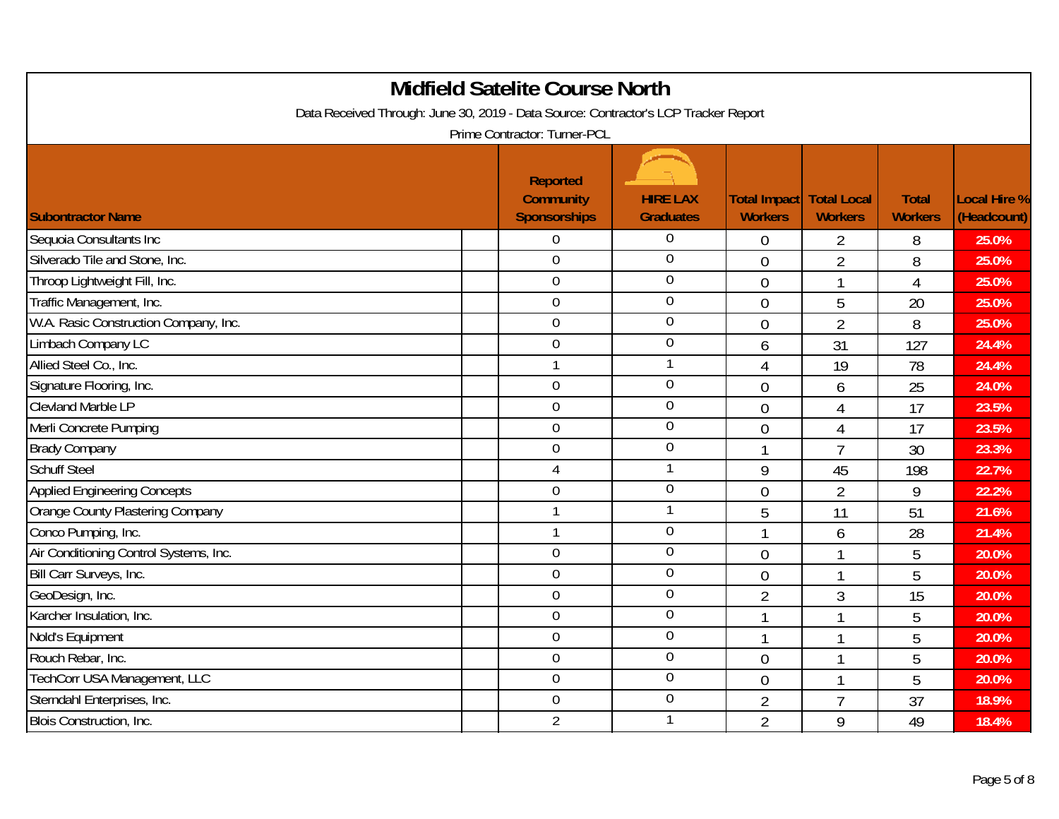# Midfield Satelite Course North

Data Received Through: June 30, 2019 - Data Source: Contractor's LCP Tracker Report

Prime Contractor: Turner-PCL

| Subontractor Name | Reported Community Sponsorships | HIRE LAX Graduates | Total Impact Workers | Total Local Workers | Total Workers | Local Hire % (Headcount) |
|---|---|---|---|---|---|---|
| Sequoia Consultants Inc | 0 | 0 | 0 | 2 | 8 | 25.0% |
| Silverado Tile and Stone, Inc. | 0 | 0 | 0 | 2 | 8 | 25.0% |
| Throop Lightweight Fill, Inc. | 0 | 0 | 0 | 1 | 4 | 25.0% |
| Traffic Management, Inc. | 0 | 0 | 0 | 5 | 20 | 25.0% |
| W.A. Rasic Construction Company, Inc. | 0 | 0 | 0 | 2 | 8 | 25.0% |
| Limbach Company LC | 0 | 0 | 6 | 31 | 127 | 24.4% |
| Allied Steel Co., Inc. | 1 | 1 | 4 | 19 | 78 | 24.4% |
| Signature Flooring, Inc. | 0 | 0 | 0 | 6 | 25 | 24.0% |
| Clevland Marble LP | 0 | 0 | 0 | 4 | 17 | 23.5% |
| Merli Concrete Pumping | 0 | 0 | 0 | 4 | 17 | 23.5% |
| Brady Company | 0 | 0 | 1 | 7 | 30 | 23.3% |
| Schuff Steel | 4 | 1 | 9 | 45 | 198 | 22.7% |
| Applied Engineering Concepts | 0 | 0 | 0 | 2 | 9 | 22.2% |
| Orange County Plastering Company | 1 | 1 | 5 | 11 | 51 | 21.6% |
| Conco Pumping, Inc. | 1 | 0 | 1 | 6 | 28 | 21.4% |
| Air Conditioning Control Systems, Inc. | 0 | 0 | 0 | 1 | 5 | 20.0% |
| Bill Carr Surveys, Inc. | 0 | 0 | 0 | 1 | 5 | 20.0% |
| GeoDesign, Inc. | 0 | 0 | 2 | 3 | 15 | 20.0% |
| Karcher Insulation, Inc. | 0 | 0 | 1 | 1 | 5 | 20.0% |
| Nold's Equipment | 0 | 0 | 1 | 1 | 5 | 20.0% |
| Rouch Rebar, Inc. | 0 | 0 | 0 | 1 | 5 | 20.0% |
| TechCorr USA Management, LLC | 0 | 0 | 0 | 1 | 5 | 20.0% |
| Sterndahl Enterprises, Inc. | 0 | 0 | 2 | 7 | 37 | 18.9% |
| Blois Construction, Inc. | 2 | 1 | 2 | 9 | 49 | 18.4% |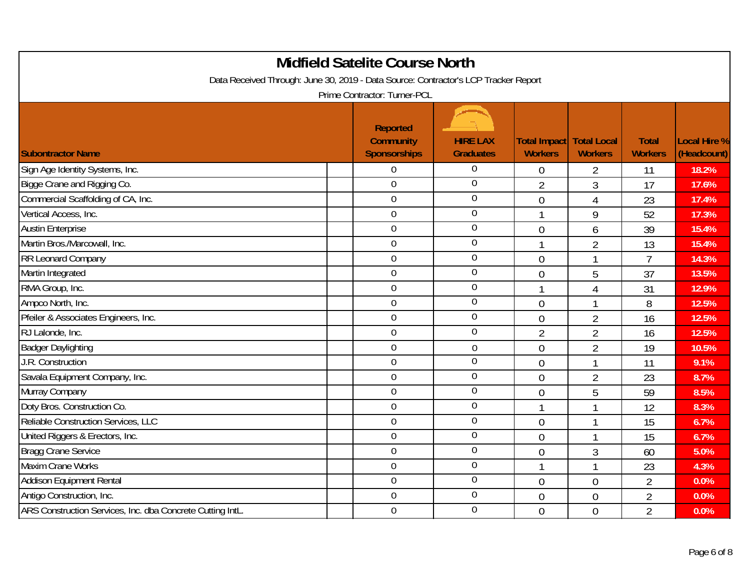# Midfield Satelite Course North

Data Received Through: June 30, 2019 - Data Source: Contractor's LCP Tracker Report

Prime Contractor: Turner-PCL

| Subontractor Name | Reported Community Sponsorships | HIRE LAX Graduates | Total Impact Workers | Total Local Workers | Total Workers | Local Hire % (Headcount) |
|---|---|---|---|---|---|---|
| Sign Age Identity Systems, Inc. | 0 | 0 | 0 | 2 | 11 | 18.2% |
| Bigge Crane and Rigging Co. | 0 | 0 | 2 | 3 | 17 | 17.6% |
| Commercial Scaffolding of CA, Inc. | 0 | 0 | 0 | 4 | 23 | 17.4% |
| Vertical Access, Inc. | 0 | 0 | 1 | 9 | 52 | 17.3% |
| Austin Enterprise | 0 | 0 | 0 | 6 | 39 | 15.4% |
| Martin Bros./Marcowall, Inc. | 0 | 0 | 1 | 2 | 13 | 15.4% |
| RR Leonard Company | 0 | 0 | 0 | 1 | 7 | 14.3% |
| Martin Integrated | 0 | 0 | 0 | 5 | 37 | 13.5% |
| RMA Group, Inc. | 0 | 0 | 1 | 4 | 31 | 12.9% |
| Ampco North, Inc. | 0 | 0 | 0 | 1 | 8 | 12.5% |
| Pfeiler & Associates Engineers, Inc. | 0 | 0 | 0 | 2 | 16 | 12.5% |
| RJ Lalonde, Inc. | 0 | 0 | 2 | 2 | 16 | 12.5% |
| Badger Daylighting | 0 | 0 | 0 | 2 | 19 | 10.5% |
| J.R. Construction | 0 | 0 | 0 | 1 | 11 | 9.1% |
| Savala Equipment Company, Inc. | 0 | 0 | 0 | 2 | 23 | 8.7% |
| Murray Company | 0 | 0 | 0 | 5 | 59 | 8.5% |
| Doty Bros. Construction Co. | 0 | 0 | 1 | 1 | 12 | 8.3% |
| Reliable Construction Services, LLC | 0 | 0 | 0 | 1 | 15 | 6.7% |
| United Riggers & Erectors, Inc. | 0 | 0 | 0 | 1 | 15 | 6.7% |
| Bragg Crane Service | 0 | 0 | 0 | 3 | 60 | 5.0% |
| Maxim Crane Works | 0 | 0 | 1 | 1 | 23 | 4.3% |
| Addison Equipment Rental | 0 | 0 | 0 | 0 | 2 | 0.0% |
| Antigo Construction, Inc. | 0 | 0 | 0 | 0 | 2 | 0.0% |
| ARS Construction Services, Inc. dba Concrete Cutting IntL. | 0 | 0 | 0 | 0 | 2 | 0.0% |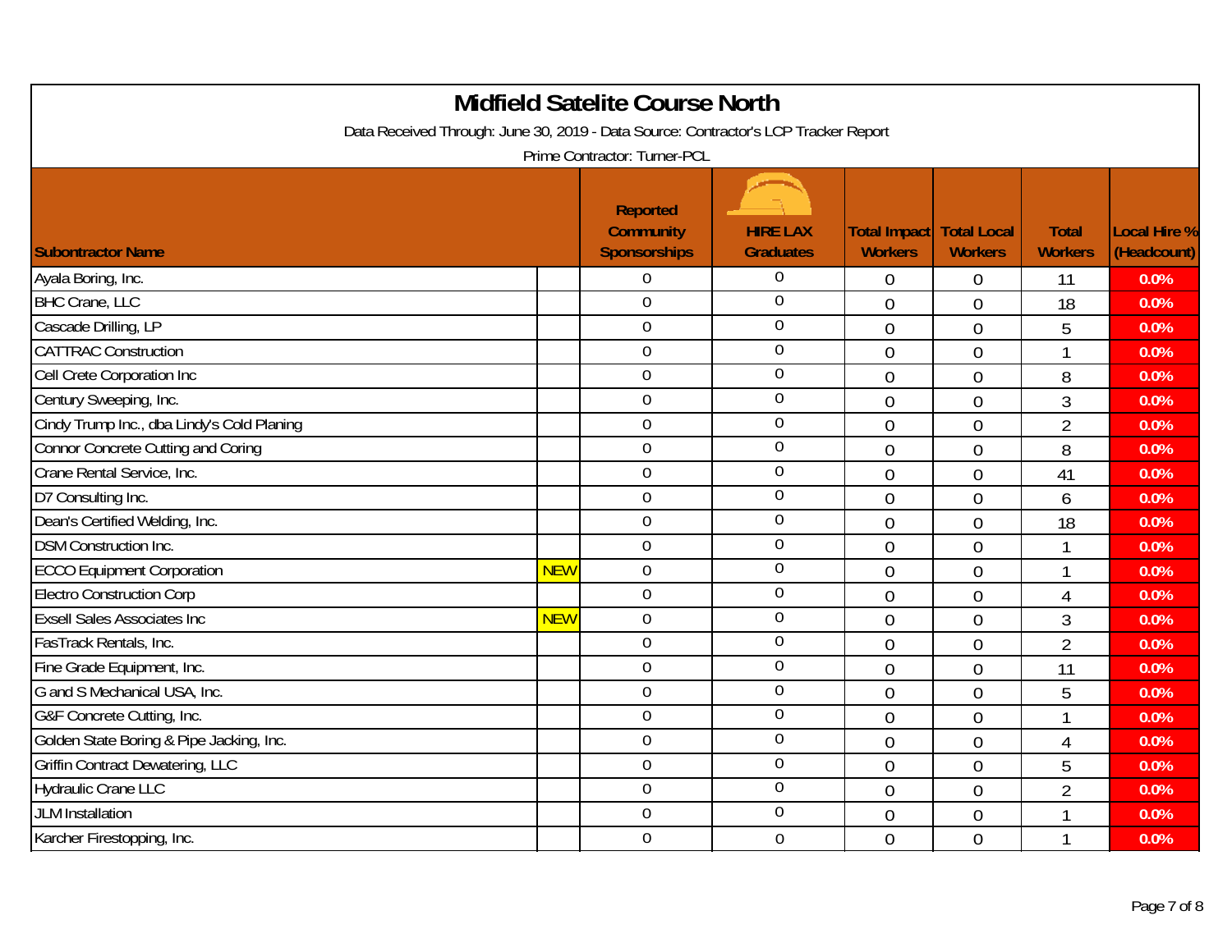# Midfield Satelite Course North

Data Received Through: June 30, 2019 - Data Source: Contractor's LCP Tracker Report

Prime Contractor: Turner-PCL

| Subontractor Name | | Reported Community Sponsorships | HIRE LAX Graduates | Total Impact Workers | Total Local Workers | Total Workers | Local Hire % (Headcount) |
|---|---|---|---|---|---|---|---|
| Ayala Boring, Inc. | | 0 | 0 | 0 | 0 | 11 | 0.0% |
| BHC Crane, LLC | | 0 | 0 | 0 | 0 | 18 | 0.0% |
| Cascade Drilling, LP | | 0 | 0 | 0 | 0 | 5 | 0.0% |
| CATTRAC Construction | | 0 | 0 | 0 | 0 | 1 | 0.0% |
| Cell Crete Corporation Inc | | 0 | 0 | 0 | 0 | 8 | 0.0% |
| Century Sweeping, Inc. | | 0 | 0 | 0 | 0 | 3 | 0.0% |
| Cindy Trump Inc., dba Lindy's Cold Planing | | 0 | 0 | 0 | 0 | 2 | 0.0% |
| Connor Concrete Cutting and Coring | | 0 | 0 | 0 | 0 | 8 | 0.0% |
| Crane Rental Service, Inc. | | 0 | 0 | 0 | 0 | 41 | 0.0% |
| D7 Consulting Inc. | | 0 | 0 | 0 | 0 | 6 | 0.0% |
| Dean's Certified Welding, Inc. | | 0 | 0 | 0 | 0 | 18 | 0.0% |
| DSM Construction Inc. | | 0 | 0 | 0 | 0 | 1 | 0.0% |
| ECCO Equipment Corporation | NEW | 0 | 0 | 0 | 0 | 1 | 0.0% |
| Electro Construction Corp | | 0 | 0 | 0 | 0 | 4 | 0.0% |
| Exsell Sales Associates Inc | NEW | 0 | 0 | 0 | 0 | 3 | 0.0% |
| FasTrack Rentals, Inc. | | 0 | 0 | 0 | 0 | 2 | 0.0% |
| Fine Grade Equipment, Inc. | | 0 | 0 | 0 | 0 | 11 | 0.0% |
| G and S Mechanical USA, Inc. | | 0 | 0 | 0 | 0 | 5 | 0.0% |
| G&F Concrete Cutting, Inc. | | 0 | 0 | 0 | 0 | 1 | 0.0% |
| Golden State Boring & Pipe Jacking, Inc. | | 0 | 0 | 0 | 0 | 4 | 0.0% |
| Griffin Contract Dewatering, LLC | | 0 | 0 | 0 | 0 | 5 | 0.0% |
| Hydraulic Crane LLC | | 0 | 0 | 0 | 0 | 2 | 0.0% |
| JLM Installation | | 0 | 0 | 0 | 0 | 1 | 0.0% |
| Karcher Firestopping, Inc. | | 0 | 0 | 0 | 0 | 1 | 0.0% |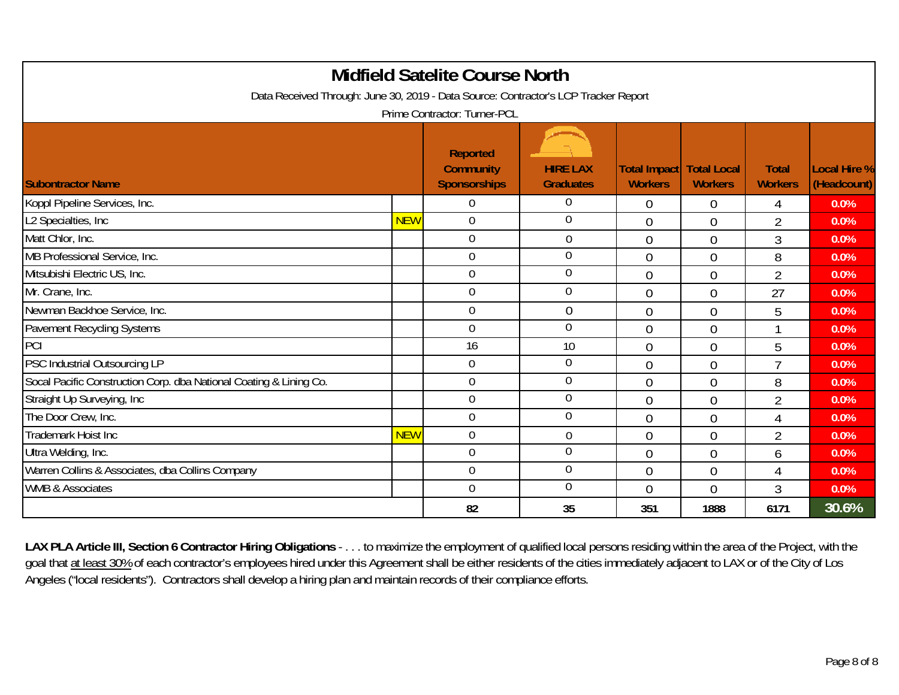# Midfield Satelite Course North

Data Received Through: June 30, 2019 - Data Source: Contractor's LCP Tracker Report

Prime Contractor: Turner-PCL

| Subontractor Name | | Reported Community Sponsorships | HIRE LAX Graduates | Total Impact Workers | Total Local Workers | Total Workers | Local Hire % (Headcount) |
|---|---|---|---|---|---|---|---|
| Koppl Pipeline Services, Inc. | | 0 | 0 | 0 | 0 | 4 | 0.0% |
| L2 Specialties, Inc | NEW | 0 | 0 | 0 | 0 | 2 | 0.0% |
| Matt Chlor, Inc. | | 0 | 0 | 0 | 0 | 3 | 0.0% |
| MB Professional Service, Inc. | | 0 | 0 | 0 | 0 | 8 | 0.0% |
| Mitsubishi Electric US, Inc. | | 0 | 0 | 0 | 0 | 2 | 0.0% |
| Mr. Crane, Inc. | | 0 | 0 | 0 | 0 | 27 | 0.0% |
| Newman Backhoe Service, Inc. | | 0 | 0 | 0 | 0 | 5 | 0.0% |
| Pavement Recycling Systems | | 0 | 0 | 0 | 0 | 1 | 0.0% |
| PCI | | 16 | 10 | 0 | 0 | 5 | 0.0% |
| PSC Industrial Outsourcing LP | | 0 | 0 | 0 | 0 | 7 | 0.0% |
| Socal Pacific Construction Corp. dba National Coating & Lining Co. | | 0 | 0 | 0 | 0 | 8 | 0.0% |
| Straight Up Surveying, Inc | | 0 | 0 | 0 | 0 | 2 | 0.0% |
| The Door Crew, Inc. | | 0 | 0 | 0 | 0 | 4 | 0.0% |
| Trademark Hoist Inc | NEW | 0 | 0 | 0 | 0 | 2 | 0.0% |
| Ultra Welding, Inc. | | 0 | 0 | 0 | 0 | 6 | 0.0% |
| Warren Collins & Associates, dba Collins Company | | 0 | 0 | 0 | 0 | 4 | 0.0% |
| WMB & Associates | | 0 | 0 | 0 | 0 | 3 | 0.0% |
| | | 82 | 35 | 351 | 1888 | 6171 | 30.6% |

**LAX PLA Article III, Section 6 Contractor Hiring Obligations** - . . . to maximize the employment of qualified local persons residing within the area of the Project, with the goal that at least 30% of each contractor's employees hired under this Agreement shall be either residents of the cities immediately adjacent to LAX or of the City of Los Angeles ("local residents"). Contractors shall develop a hiring plan and maintain records of their compliance efforts.